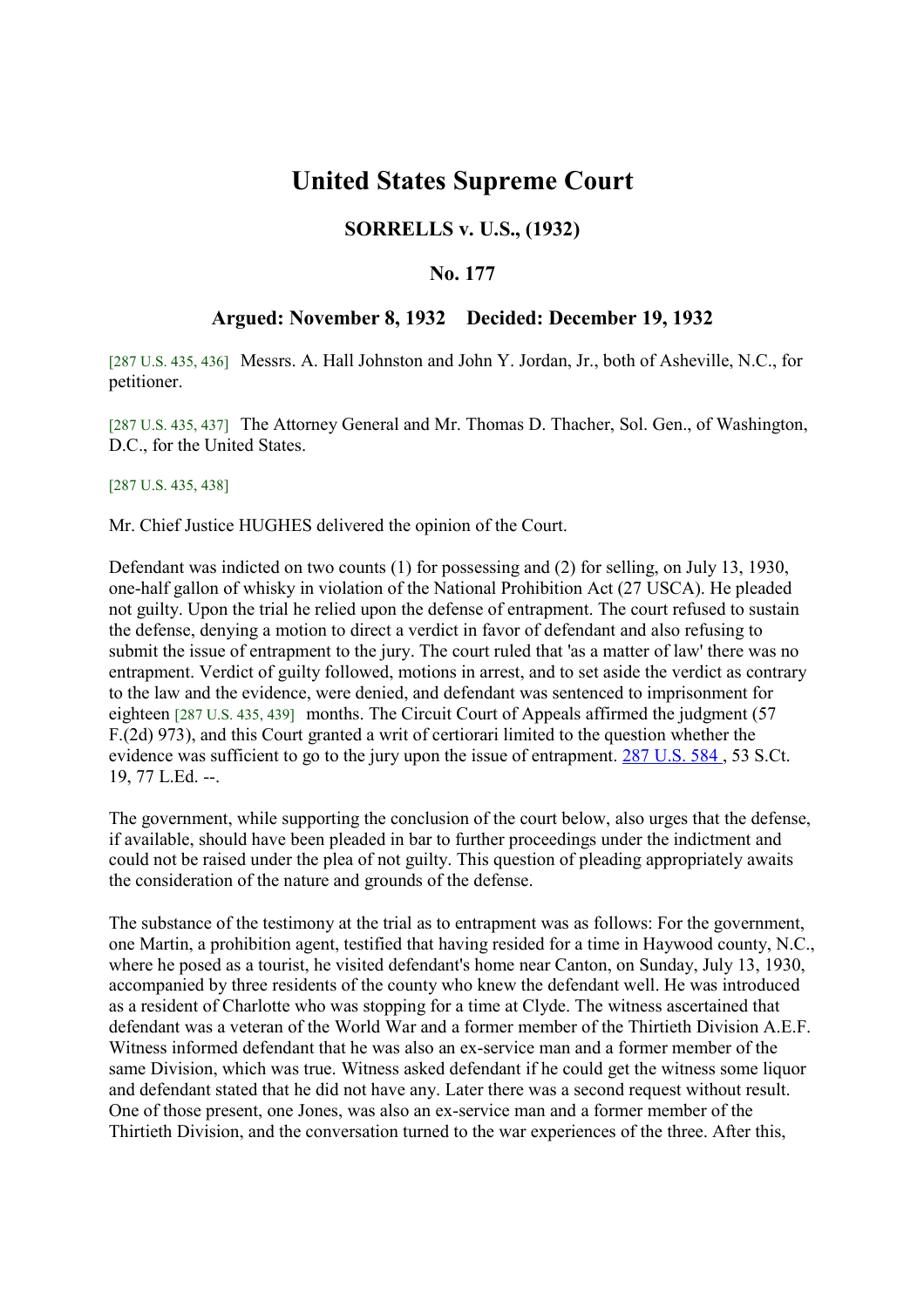# United States Supreme Court

## SORRELLS v. U.S., (1932)

### No. 177

### Argued: November 8, 1932 Decided: December 19, 1932

[287 U.S. 435, 436] Messrs. A. Hall Johnston and John Y. Jordan, Jr., both of Asheville, N.C., for petitioner.

[287 U.S. 435, 437] The Attorney General and Mr. Thomas D. Thacher, Sol. Gen., of Washington, D.C., for the United States.

[287 U.S. 435, 438]

Mr. Chief Justice HUGHES delivered the opinion of the Court.

Defendant was indicted on two counts (1) for possessing and (2) for selling, on July 13, 1930, one-half gallon of whisky in violation of the National Prohibition Act (27 USCA). He pleaded not guilty. Upon the trial he relied upon the defense of entrapment. The court refused to sustain the defense, denying a motion to direct a verdict in favor of defendant and also refusing to submit the issue of entrapment to the jury. The court ruled that 'as a matter of law' there was no entrapment. Verdict of guilty followed, motions in arrest, and to set aside the verdict as contrary to the law and the evidence, were denied, and defendant was sentenced to imprisonment for eighteen [287 U.S. 435, 439] months. The Circuit Court of Appeals affirmed the judgment (57 F.(2d) 973), and this Court granted a writ of certiorari limited to the question whether the evidence was sufficient to go to the jury upon the issue of entrapment. 287 U.S. 584 , 53 S.Ct. 19, 77 L.Ed. --.

The government, while supporting the conclusion of the court below, also urges that the defense, if available, should have been pleaded in bar to further proceedings under the indictment and could not be raised under the plea of not guilty. This question of pleading appropriately awaits the consideration of the nature and grounds of the defense.

The substance of the testimony at the trial as to entrapment was as follows: For the government, one Martin, a prohibition agent, testified that having resided for a time in Haywood county, N.C., where he posed as a tourist, he visited defendant's home near Canton, on Sunday, July 13, 1930, accompanied by three residents of the county who knew the defendant well. He was introduced as a resident of Charlotte who was stopping for a time at Clyde. The witness ascertained that defendant was a veteran of the World War and a former member of the Thirtieth Division A.E.F. Witness informed defendant that he was also an ex-service man and a former member of the same Division, which was true. Witness asked defendant if he could get the witness some liquor and defendant stated that he did not have any. Later there was a second request without result. One of those present, one Jones, was also an ex-service man and a former member of the Thirtieth Division, and the conversation turned to the war experiences of the three. After this,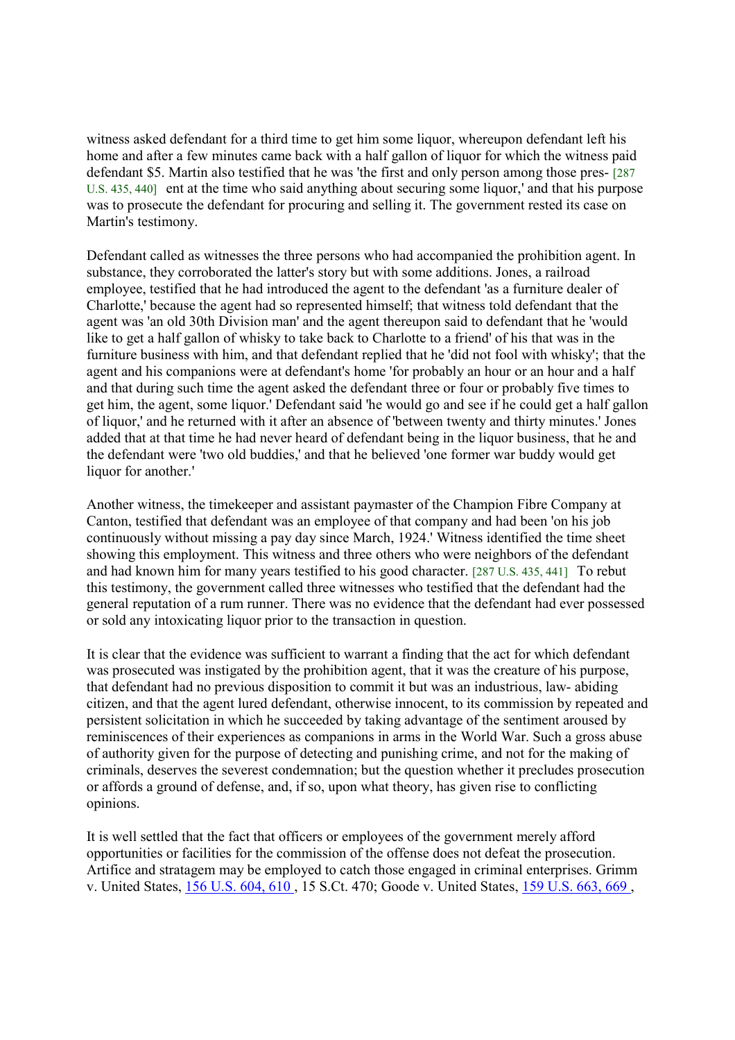witness asked defendant for a third time to get him some liquor, whereupon defendant left his home and after a few minutes came back with a half gallon of liquor for which the witness paid defendant $5. Martin also testified that he was 'the first and only person among those pres- [287 U.S. 435, 440] ent at the time who said anything about securing some liquor,' and that his purpose was to prosecute the defendant for procuring and selling it. The government rested its case on Martin's testimony.

Defendant called as witnesses the three persons who had accompanied the prohibition agent. In substance, they corroborated the latter's story but with some additions. Jones, a railroad employee, testified that he had introduced the agent to the defendant 'as a furniture dealer of Charlotte,' because the agent had so represented himself; that witness told defendant that the agent was 'an old 30th Division man' and the agent thereupon said to defendant that he 'would like to get a half gallon of whisky to take back to Charlotte to a friend' of his that was in the furniture business with him, and that defendant replied that he 'did not fool with whisky'; that the agent and his companions were at defendant's home 'for probably an hour or an hour and a half and that during such time the agent asked the defendant three or four or probably five times to get him, the agent, some liquor.' Defendant said 'he would go and see if he could get a half gallon of liquor,' and he returned with it after an absence of 'between twenty and thirty minutes.' Jones added that at that time he had never heard of defendant being in the liquor business, that he and the defendant were 'two old buddies,' and that he believed 'one former war buddy would get liquor for another.'

Another witness, the timekeeper and assistant paymaster of the Champion Fibre Company at Canton, testified that defendant was an employee of that company and had been 'on his job continuously without missing a pay day since March, 1924.' Witness identified the time sheet showing this employment. This witness and three others who were neighbors of the defendant and had known him for many years testified to his good character. [287 U.S. 435, 441] To rebut this testimony, the government called three witnesses who testified that the defendant had the general reputation of a rum runner. There was no evidence that the defendant had ever possessed or sold any intoxicating liquor prior to the transaction in question.

It is clear that the evidence was sufficient to warrant a finding that the act for which defendant was prosecuted was instigated by the prohibition agent, that it was the creature of his purpose, that defendant had no previous disposition to commit it but was an industrious, law- abiding citizen, and that the agent lured defendant, otherwise innocent, to its commission by repeated and persistent solicitation in which he succeeded by taking advantage of the sentiment aroused by reminiscences of their experiences as companions in arms in the World War. Such a gross abuse of authority given for the purpose of detecting and punishing crime, and not for the making of criminals, deserves the severest condemnation; but the question whether it precludes prosecution or affords a ground of defense, and, if so, upon what theory, has given rise to conflicting opinions.

It is well settled that the fact that officers or employees of the government merely afford opportunities or facilities for the commission of the offense does not defeat the prosecution. Artifice and stratagem may be employed to catch those engaged in criminal enterprises. Grimm v. United States, 156 U.S. 604, 610 , 15 S.Ct. 470; Goode v. United States, 159 U.S. 663, 669 ,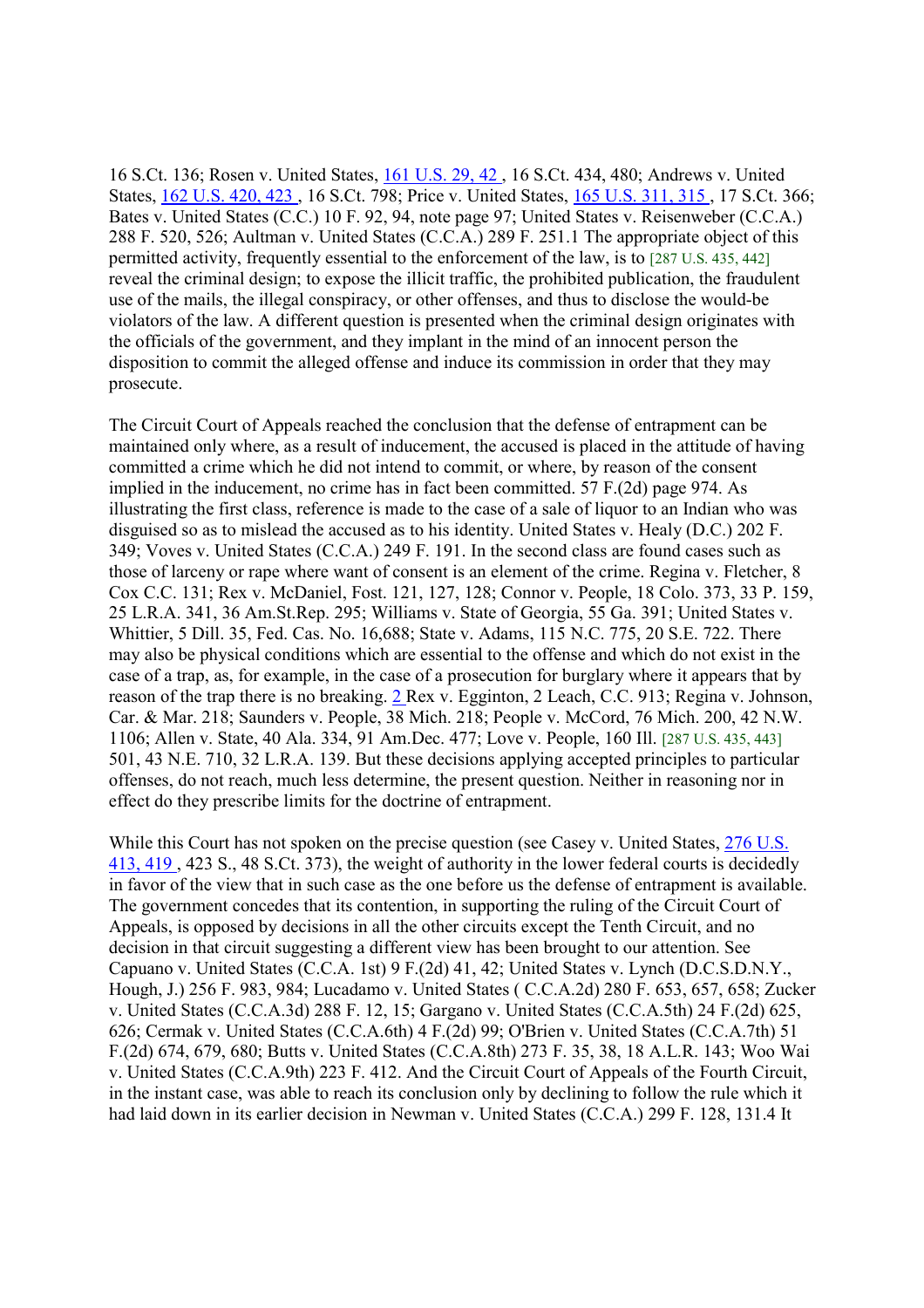16 S.Ct. 136; Rosen v. United States, 161 U.S. 29, 42 , 16 S.Ct. 434, 480; Andrews v. United States, 162 U.S. 420, 423 , 16 S.Ct. 798; Price v. United States, 165 U.S. 311, 315 , 17 S.Ct. 366; Bates v. United States (C.C.) 10 F. 92, 94, note page 97; United States v. Reisenweber (C.C.A.) 288 F. 520, 526; Aultman v. United States (C.C.A.) 289 F. 251.1 The appropriate object of this permitted activity, frequently essential to the enforcement of the law, is to [287 U.S. 435, 442] reveal the criminal design; to expose the illicit traffic, the prohibited publication, the fraudulent use of the mails, the illegal conspiracy, or other offenses, and thus to disclose the would-be violators of the law. A different question is presented when the criminal design originates with the officials of the government, and they implant in the mind of an innocent person the disposition to commit the alleged offense and induce its commission in order that they may prosecute.

The Circuit Court of Appeals reached the conclusion that the defense of entrapment can be maintained only where, as a result of inducement, the accused is placed in the attitude of having committed a crime which he did not intend to commit, or where, by reason of the consent implied in the inducement, no crime has in fact been committed. 57 F.(2d) page 974. As illustrating the first class, reference is made to the case of a sale of liquor to an Indian who was disguised so as to mislead the accused as to his identity. United States v. Healy (D.C.) 202 F. 349; Voves v. United States (C.C.A.) 249 F. 191. In the second class are found cases such as those of larceny or rape where want of consent is an element of the crime. Regina v. Fletcher, 8 Cox C.C. 131; Rex v. McDaniel, Fost. 121, 127, 128; Connor v. People, 18 Colo. 373, 33 P. 159, 25 L.R.A. 341, 36 Am.St.Rep. 295; Williams v. State of Georgia, 55 Ga. 391; United States v. Whittier, 5 Dill. 35, Fed. Cas. No. 16,688; State v. Adams, 115 N.C. 775, 20 S.E. 722. There may also be physical conditions which are essential to the offense and which do not exist in the case of a trap, as, for example, in the case of a prosecution for burglary where it appears that by reason of the trap there is no breaking. 2 Rex v. Egginton, 2 Leach, C.C. 913; Regina v. Johnson, Car. & Mar. 218; Saunders v. People, 38 Mich. 218; People v. McCord, 76 Mich. 200, 42 N.W. 1106; Allen v. State, 40 Ala. 334, 91 Am.Dec. 477; Love v. People, 160 Ill. [287 U.S. 435, 443] 501, 43 N.E. 710, 32 L.R.A. 139. But these decisions applying accepted principles to particular offenses, do not reach, much less determine, the present question. Neither in reasoning nor in effect do they prescribe limits for the doctrine of entrapment.

While this Court has not spoken on the precise question (see Casey v. United States, 276 U.S. 413, 419 , 423 S., 48 S.Ct. 373), the weight of authority in the lower federal courts is decidedly in favor of the view that in such case as the one before us the defense of entrapment is available. The government concedes that its contention, in supporting the ruling of the Circuit Court of Appeals, is opposed by decisions in all the other circuits except the Tenth Circuit, and no decision in that circuit suggesting a different view has been brought to our attention. See Capuano v. United States (C.C.A. 1st) 9 F.(2d) 41, 42; United States v. Lynch (D.C.S.D.N.Y., Hough, J.) 256 F. 983, 984; Lucadamo v. United States ( C.C.A.2d) 280 F. 653, 657, 658; Zucker v. United States (C.C.A.3d) 288 F. 12, 15; Gargano v. United States (C.C.A.5th) 24 F.(2d) 625, 626; Cermak v. United States (C.C.A.6th) 4 F.(2d) 99; O'Brien v. United States (C.C.A.7th) 51 F.(2d) 674, 679, 680; Butts v. United States (C.C.A.8th) 273 F. 35, 38, 18 A.L.R. 143; Woo Wai v. United States (C.C.A.9th) 223 F. 412. And the Circuit Court of Appeals of the Fourth Circuit, in the instant case, was able to reach its conclusion only by declining to follow the rule which it had laid down in its earlier decision in Newman v. United States (C.C.A.) 299 F. 128, 131.4 It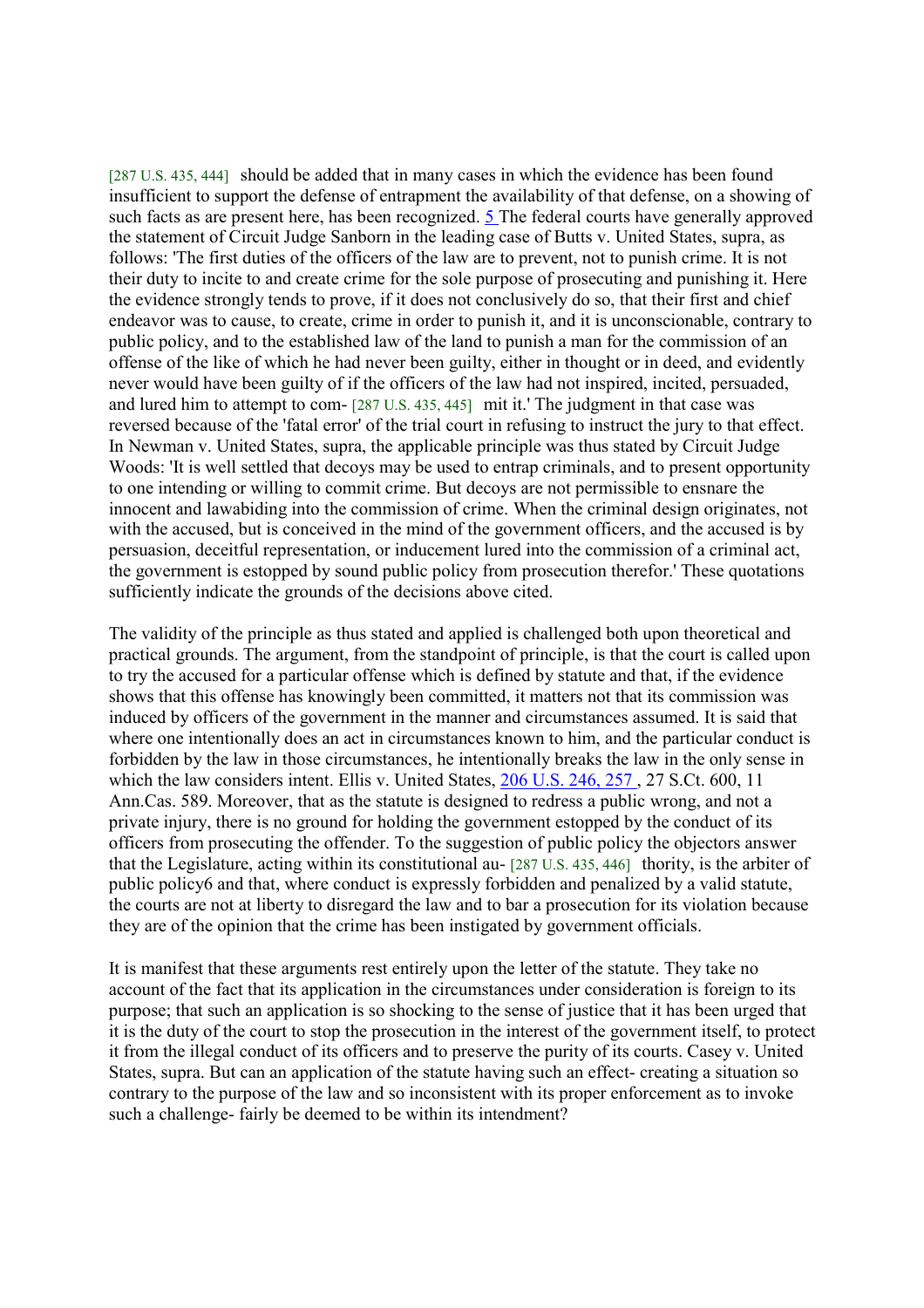[287 U.S. 435, 444] should be added that in many cases in which the evidence has been found insufficient to support the defense of entrapment the availability of that defense, on a showing of such facts as are present here, has been recognized. 5 The federal courts have generally approved the statement of Circuit Judge Sanborn in the leading case of Butts v. United States, supra, as follows: 'The first duties of the officers of the law are to prevent, not to punish crime. It is not their duty to incite to and create crime for the sole purpose of prosecuting and punishing it. Here the evidence strongly tends to prove, if it does not conclusively do so, that their first and chief endeavor was to cause, to create, crime in order to punish it, and it is unconscionable, contrary to public policy, and to the established law of the land to punish a man for the commission of an offense of the like of which he had never been guilty, either in thought or in deed, and evidently never would have been guilty of if the officers of the law had not inspired, incited, persuaded, and lured him to attempt to com- [287 U.S. 435, 445] mit it.' The judgment in that case was reversed because of the 'fatal error' of the trial court in refusing to instruct the jury to that effect. In Newman v. United States, supra, the applicable principle was thus stated by Circuit Judge Woods: 'It is well settled that decoys may be used to entrap criminals, and to present opportunity to one intending or willing to commit crime. But decoys are not permissible to ensnare the innocent and lawabiding into the commission of crime. When the criminal design originates, not with the accused, but is conceived in the mind of the government officers, and the accused is by persuasion, deceitful representation, or inducement lured into the commission of a criminal act, the government is estopped by sound public policy from prosecution therefor.' These quotations sufficiently indicate the grounds of the decisions above cited.

The validity of the principle as thus stated and applied is challenged both upon theoretical and practical grounds. The argument, from the standpoint of principle, is that the court is called upon to try the accused for a particular offense which is defined by statute and that, if the evidence shows that this offense has knowingly been committed, it matters not that its commission was induced by officers of the government in the manner and circumstances assumed. It is said that where one intentionally does an act in circumstances known to him, and the particular conduct is forbidden by the law in those circumstances, he intentionally breaks the law in the only sense in which the law considers intent. Ellis v. United States, 206 U.S. 246, 257 , 27 S.Ct. 600, 11 Ann.Cas. 589. Moreover, that as the statute is designed to redress a public wrong, and not a private injury, there is no ground for holding the government estopped by the conduct of its officers from prosecuting the offender. To the suggestion of public policy the objectors answer that the Legislature, acting within its constitutional au- [287 U.S. 435, 446] thority, is the arbiter of public policy6 and that, where conduct is expressly forbidden and penalized by a valid statute, the courts are not at liberty to disregard the law and to bar a prosecution for its violation because they are of the opinion that the crime has been instigated by government officials.

It is manifest that these arguments rest entirely upon the letter of the statute. They take no account of the fact that its application in the circumstances under consideration is foreign to its purpose; that such an application is so shocking to the sense of justice that it has been urged that it is the duty of the court to stop the prosecution in the interest of the government itself, to protect it from the illegal conduct of its officers and to preserve the purity of its courts. Casey v. United States, supra. But can an application of the statute having such an effect- creating a situation so contrary to the purpose of the law and so inconsistent with its proper enforcement as to invoke such a challenge- fairly be deemed to be within its intendment?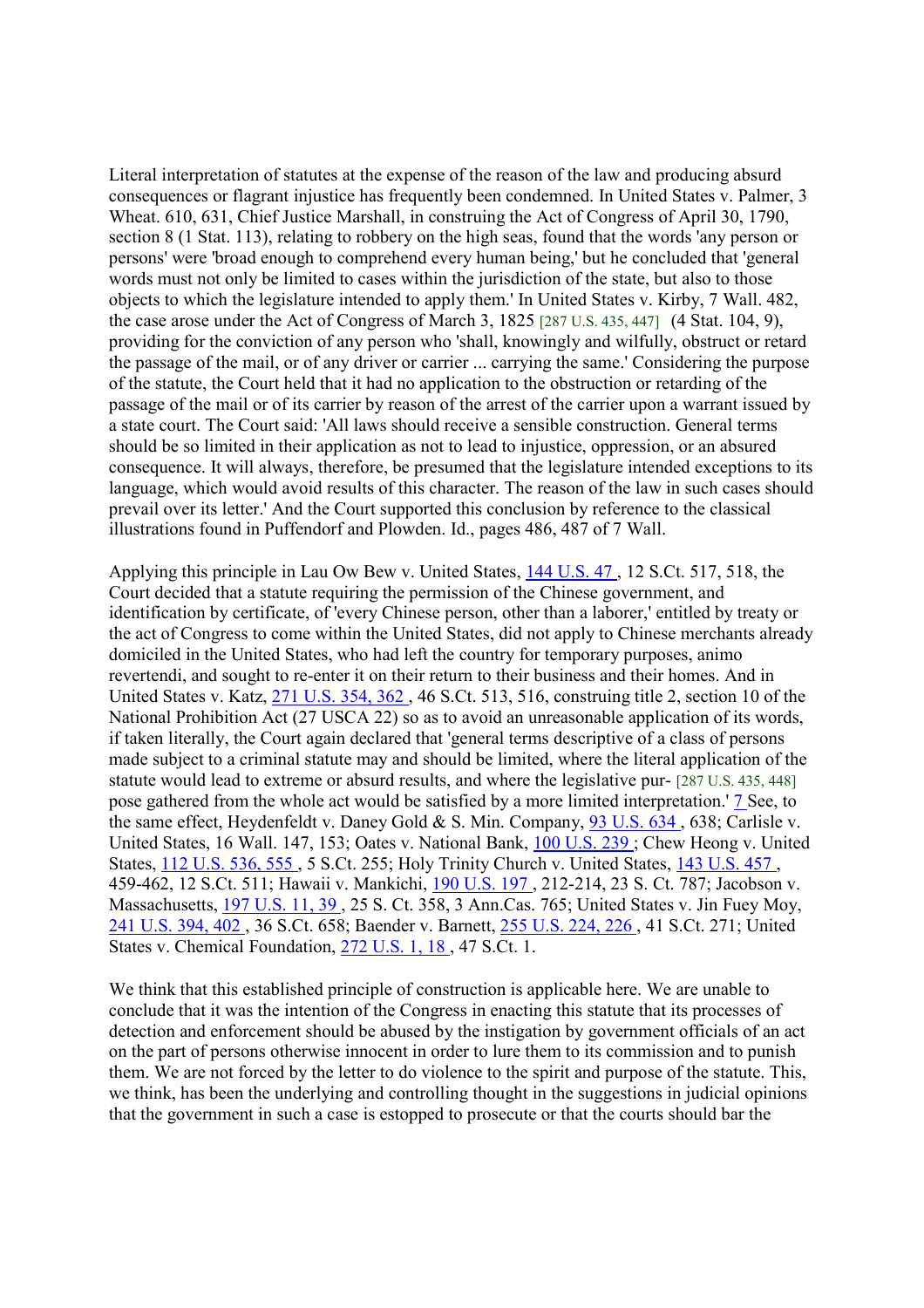Literal interpretation of statutes at the expense of the reason of the law and producing absurd consequences or flagrant injustice has frequently been condemned. In United States v. Palmer, 3 Wheat. 610, 631, Chief Justice Marshall, in construing the Act of Congress of April 30, 1790, section 8 (1 Stat. 113), relating to robbery on the high seas, found that the words 'any person or persons' were 'broad enough to comprehend every human being,' but he concluded that 'general words must not only be limited to cases within the jurisdiction of the state, but also to those objects to which the legislature intended to apply them.' In United States v. Kirby, 7 Wall. 482, the case arose under the Act of Congress of March 3, 1825 [287 U.S. 435, 447] (4 Stat. 104, 9), providing for the conviction of any person who 'shall, knowingly and wilfully, obstruct or retard the passage of the mail, or of any driver or carrier ... carrying the same.' Considering the purpose of the statute, the Court held that it had no application to the obstruction or retarding of the passage of the mail or of its carrier by reason of the arrest of the carrier upon a warrant issued by a state court. The Court said: 'All laws should receive a sensible construction. General terms should be so limited in their application as not to lead to injustice, oppression, or an absurd consequence. It will always, therefore, be presumed that the legislature intended exceptions to its language, which would avoid results of this character. The reason of the law in such cases should prevail over its letter.' And the Court supported this conclusion by reference to the classical illustrations found in Puffendorf and Plowden. Id., pages 486, 487 of 7 Wall.

Applying this principle in Lau Ow Bew v. United States, 144 U.S. 47, 12 S.Ct. 517, 518, the Court decided that a statute requiring the permission of the Chinese government, and identification by certificate, of 'every Chinese person, other than a laborer,' entitled by treaty or the act of Congress to come within the United States, did not apply to Chinese merchants already domiciled in the United States, who had left the country for temporary purposes, animo revertendi, and sought to re-enter it on their return to their business and their homes. And in United States v. Katz, 271 U.S. 354, 362, 46 S.Ct. 513, 516, construing title 2, section 10 of the National Prohibition Act (27 USCA 22) so as to avoid an unreasonable application of its words, if taken literally, the Court again declared that 'general terms descriptive of a class of persons made subject to a criminal statute may and should be limited, where the literal application of the statute would lead to extreme or absurd results, and where the legislative pur- [287 U.S. 435, 448] pose gathered from the whole act would be satisfied by a more limited interpretation.' 7 See, to the same effect, Heydenfeldt v. Daney Gold & S. Min. Company, 93 U.S. 634, 638; Carlisle v. United States, 16 Wall. 147, 153; Oates v. National Bank, 100 U.S. 239; Chew Heong v. United States, 112 U.S. 536, 555, 5 S.Ct. 255; Holy Trinity Church v. United States, 143 U.S. 457, 459-462, 12 S.Ct. 511; Hawaii v. Mankichi, 190 U.S. 197, 212-214, 23 S. Ct. 787; Jacobson v. Massachusetts, 197 U.S. 11, 39, 25 S. Ct. 358, 3 Ann.Cas. 765; United States v. Jin Fuey Moy, 241 U.S. 394, 402, 36 S.Ct. 658; Baender v. Barnett, 255 U.S. 224, 226, 41 S.Ct. 271; United States v. Chemical Foundation, 272 U.S. 1, 18, 47 S.Ct. 1.

We think that this established principle of construction is applicable here. We are unable to conclude that it was the intention of the Congress in enacting this statute that its processes of detection and enforcement should be abused by the instigation by government officials of an act on the part of persons otherwise innocent in order to lure them to its commission and to punish them. We are not forced by the letter to do violence to the spirit and purpose of the statute. This, we think, has been the underlying and controlling thought in the suggestions in judicial opinions that the government in such a case is estopped to prosecute or that the courts should bar the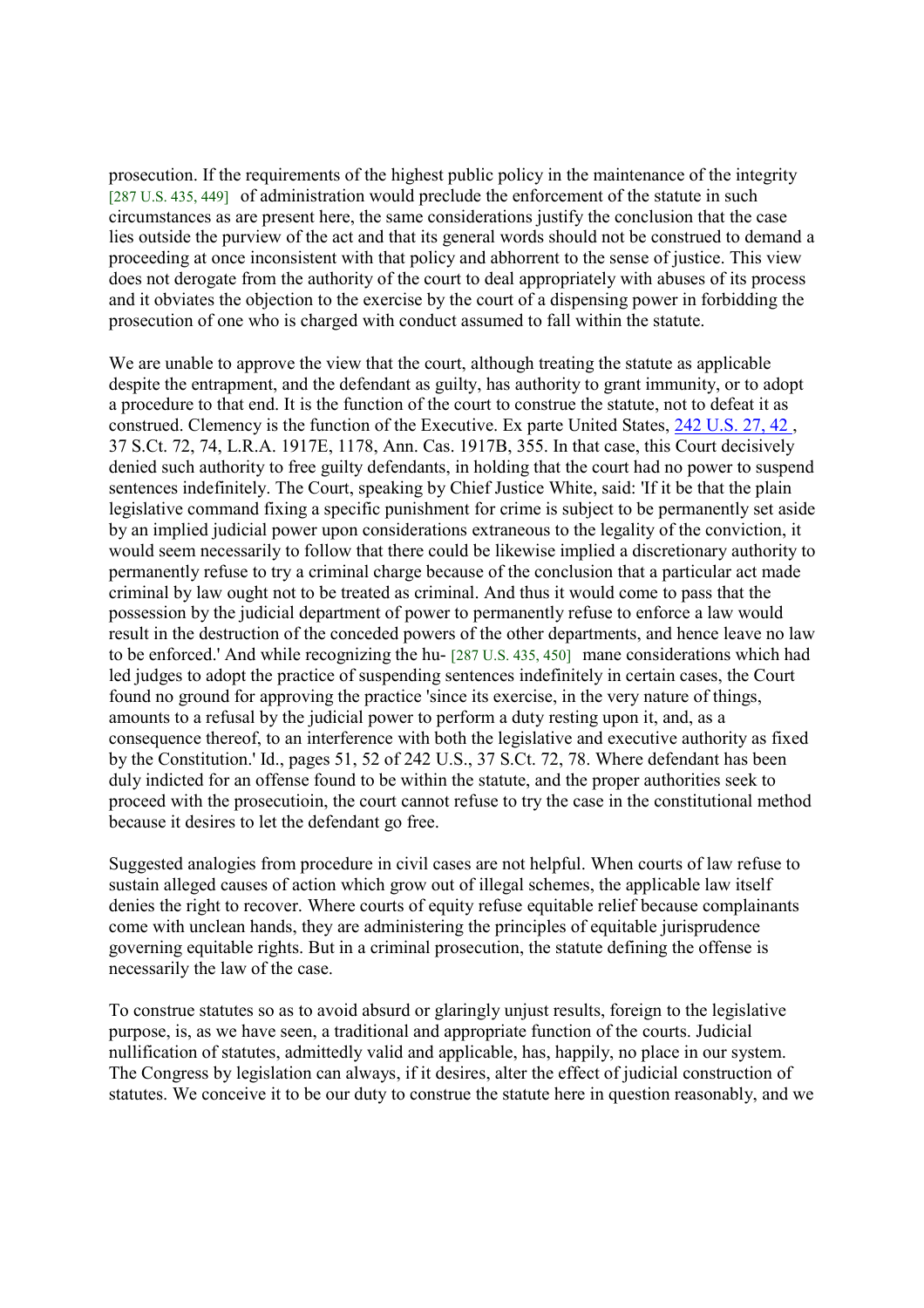prosecution. If the requirements of the highest public policy in the maintenance of the integrity [287 U.S. 435, 449] of administration would preclude the enforcement of the statute in such circumstances as are present here, the same considerations justify the conclusion that the case lies outside the purview of the act and that its general words should not be construed to demand a proceeding at once inconsistent with that policy and abhorrent to the sense of justice. This view does not derogate from the authority of the court to deal appropriately with abuses of its process and it obviates the objection to the exercise by the court of a dispensing power in forbidding the prosecution of one who is charged with conduct assumed to fall within the statute.

We are unable to approve the view that the court, although treating the statute as applicable despite the entrapment, and the defendant as guilty, has authority to grant immunity, or to adopt a procedure to that end. It is the function of the court to construe the statute, not to defeat it as construed. Clemency is the function of the Executive. Ex parte United States, 242 U.S. 27, 42 , 37 S.Ct. 72, 74, L.R.A. 1917E, 1178, Ann. Cas. 1917B, 355. In that case, this Court decisively denied such authority to free guilty defendants, in holding that the court had no power to suspend sentences indefinitely. The Court, speaking by Chief Justice White, said: 'If it be that the plain legislative command fixing a specific punishment for crime is subject to be permanently set aside by an implied judicial power upon considerations extraneous to the legality of the conviction, it would seem necessarily to follow that there could be likewise implied a discretionary authority to permanently refuse to try a criminal charge because of the conclusion that a particular act made criminal by law ought not to be treated as criminal. And thus it would come to pass that the possession by the judicial department of power to permanently refuse to enforce a law would result in the destruction of the conceded powers of the other departments, and hence leave no law to be enforced.' And while recognizing the hu- [287 U.S. 435, 450] mane considerations which had led judges to adopt the practice of suspending sentences indefinitely in certain cases, the Court found no ground for approving the practice 'since its exercise, in the very nature of things, amounts to a refusal by the judicial power to perform a duty resting upon it, and, as a consequence thereof, to an interference with both the legislative and executive authority as fixed by the Constitution.' Id., pages 51, 52 of 242 U.S., 37 S.Ct. 72, 78. Where defendant has been duly indicted for an offense found to be within the statute, and the proper authorities seek to proceed with the prosecutioin, the court cannot refuse to try the case in the constitutional method because it desires to let the defendant go free.

Suggested analogies from procedure in civil cases are not helpful. When courts of law refuse to sustain alleged causes of action which grow out of illegal schemes, the applicable law itself denies the right to recover. Where courts of equity refuse equitable relief because complainants come with unclean hands, they are administering the principles of equitable jurisprudence governing equitable rights. But in a criminal prosecution, the statute defining the offense is necessarily the law of the case.

To construe statutes so as to avoid absurd or glaringly unjust results, foreign to the legislative purpose, is, as we have seen, a traditional and appropriate function of the courts. Judicial nullification of statutes, admittedly valid and applicable, has, happily, no place in our system. The Congress by legislation can always, if it desires, alter the effect of judicial construction of statutes. We conceive it to be our duty to construe the statute here in question reasonably, and we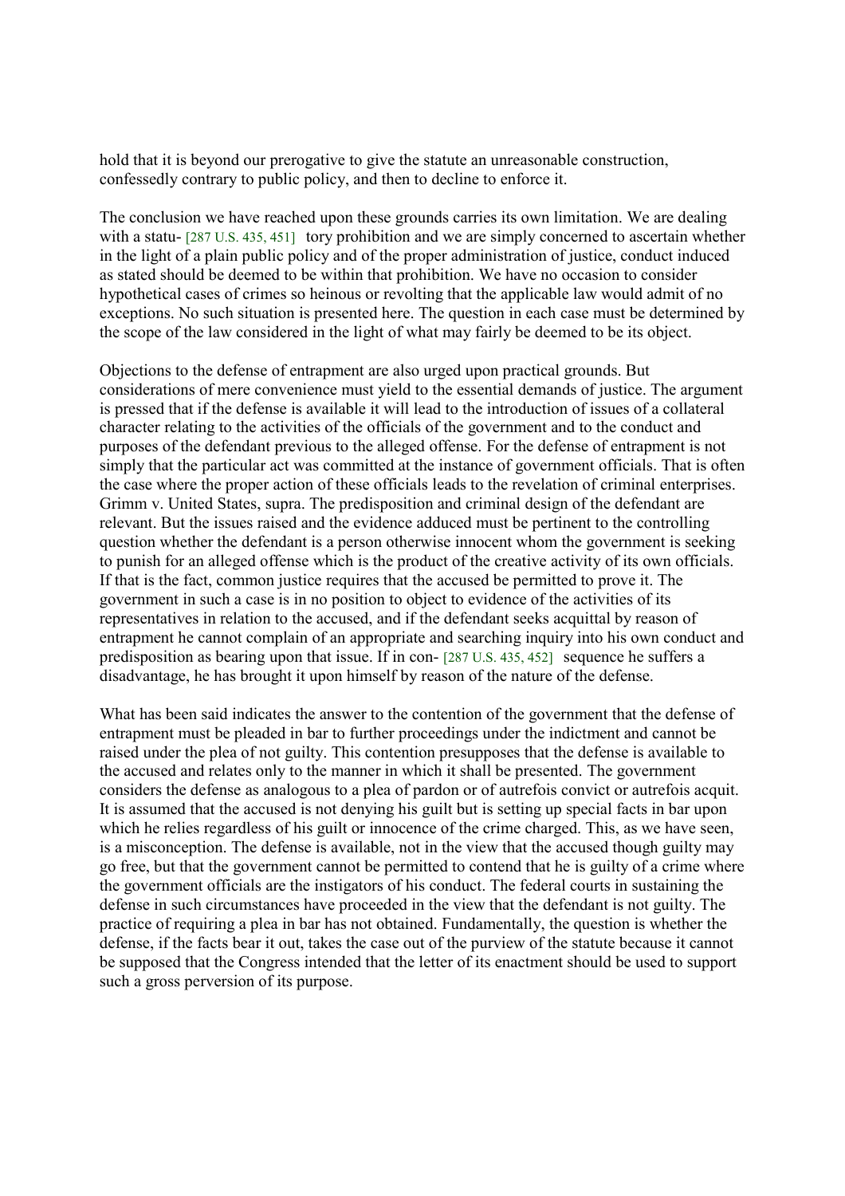hold that it is beyond our prerogative to give the statute an unreasonable construction, confessedly contrary to public policy, and then to decline to enforce it.

The conclusion we have reached upon these grounds carries its own limitation. We are dealing with a statu- [287 U.S. 435, 451] tory prohibition and we are simply concerned to ascertain whether in the light of a plain public policy and of the proper administration of justice, conduct induced as stated should be deemed to be within that prohibition. We have no occasion to consider hypothetical cases of crimes so heinous or revolting that the applicable law would admit of no exceptions. No such situation is presented here. The question in each case must be determined by the scope of the law considered in the light of what may fairly be deemed to be its object.

Objections to the defense of entrapment are also urged upon practical grounds. But considerations of mere convenience must yield to the essential demands of justice. The argument is pressed that if the defense is available it will lead to the introduction of issues of a collateral character relating to the activities of the officials of the government and to the conduct and purposes of the defendant previous to the alleged offense. For the defense of entrapment is not simply that the particular act was committed at the instance of government officials. That is often the case where the proper action of these officials leads to the revelation of criminal enterprises. Grimm v. United States, supra. The predisposition and criminal design of the defendant are relevant. But the issues raised and the evidence adduced must be pertinent to the controlling question whether the defendant is a person otherwise innocent whom the government is seeking to punish for an alleged offense which is the product of the creative activity of its own officials. If that is the fact, common justice requires that the accused be permitted to prove it. The government in such a case is in no position to object to evidence of the activities of its representatives in relation to the accused, and if the defendant seeks acquittal by reason of entrapment he cannot complain of an appropriate and searching inquiry into his own conduct and predisposition as bearing upon that issue. If in con- [287 U.S. 435, 452] sequence he suffers a disadvantage, he has brought it upon himself by reason of the nature of the defense.

What has been said indicates the answer to the contention of the government that the defense of entrapment must be pleaded in bar to further proceedings under the indictment and cannot be raised under the plea of not guilty. This contention presupposes that the defense is available to the accused and relates only to the manner in which it shall be presented. The government considers the defense as analogous to a plea of pardon or of autrefois convict or autrefois acquit. It is assumed that the accused is not denying his guilt but is setting up special facts in bar upon which he relies regardless of his guilt or innocence of the crime charged. This, as we have seen, is a misconception. The defense is available, not in the view that the accused though guilty may go free, but that the government cannot be permitted to contend that he is guilty of a crime where the government officials are the instigators of his conduct. The federal courts in sustaining the defense in such circumstances have proceeded in the view that the defendant is not guilty. The practice of requiring a plea in bar has not obtained. Fundamentally, the question is whether the defense, if the facts bear it out, takes the case out of the purview of the statute because it cannot be supposed that the Congress intended that the letter of its enactment should be used to support such a gross perversion of its purpose.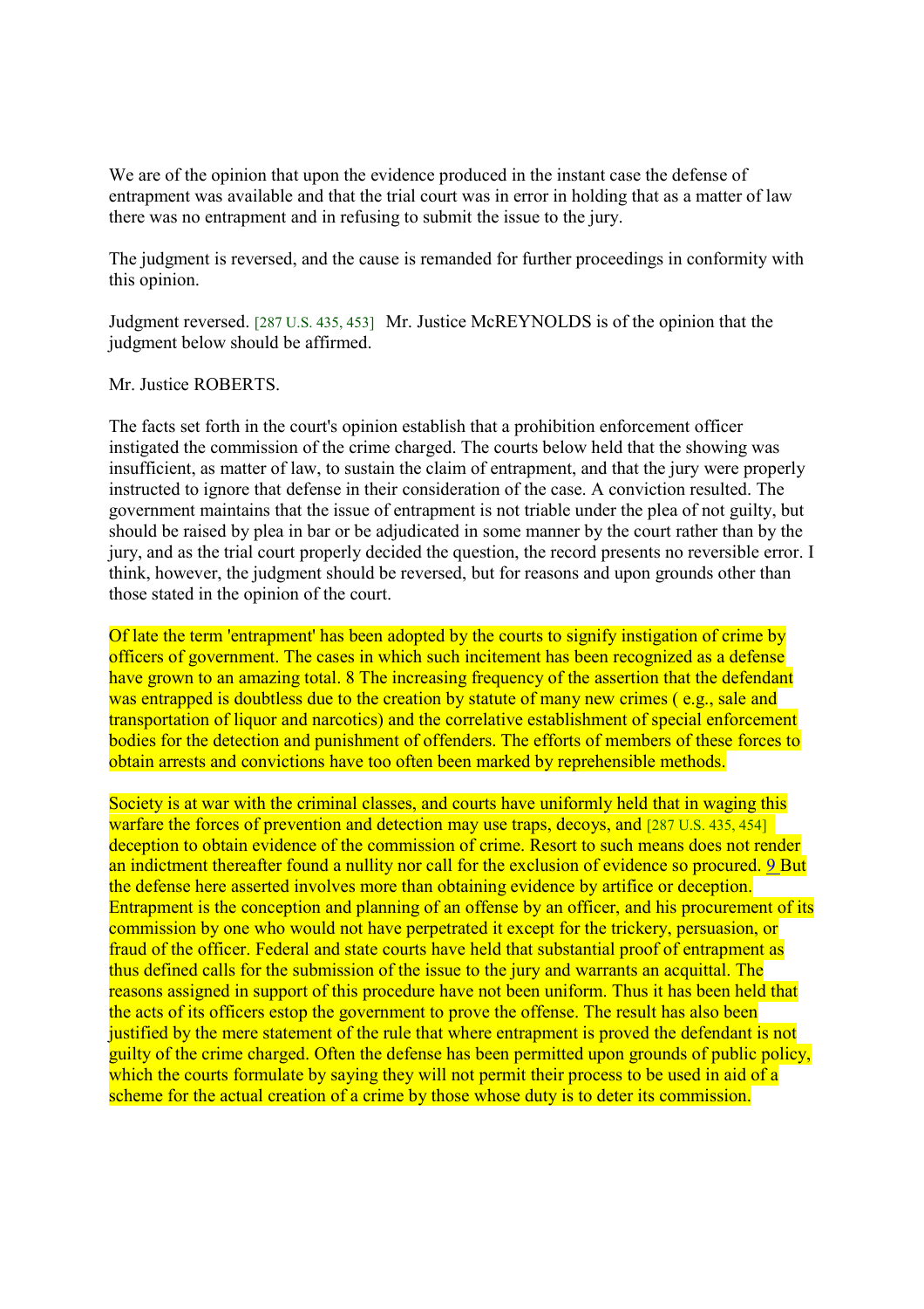We are of the opinion that upon the evidence produced in the instant case the defense of entrapment was available and that the trial court was in error in holding that as a matter of law there was no entrapment and in refusing to submit the issue to the jury.

The judgment is reversed, and the cause is remanded for further proceedings in conformity with this opinion.

Judgment reversed. [287 U.S. 435, 453] Mr. Justice McREYNOLDS is of the opinion that the judgment below should be affirmed.

Mr. Justice ROBERTS.

The facts set forth in the court's opinion establish that a prohibition enforcement officer instigated the commission of the crime charged. The courts below held that the showing was insufficient, as matter of law, to sustain the claim of entrapment, and that the jury were properly instructed to ignore that defense in their consideration of the case. A conviction resulted. The government maintains that the issue of entrapment is not triable under the plea of not guilty, but should be raised by plea in bar or be adjudicated in some manner by the court rather than by the jury, and as the trial court properly decided the question, the record presents no reversible error. I think, however, the judgment should be reversed, but for reasons and upon grounds other than those stated in the opinion of the court.

Of late the term 'entrapment' has been adopted by the courts to signify instigation of crime by officers of government. The cases in which such incitement has been recognized as a defense have grown to an amazing total. 8 The increasing frequency of the assertion that the defendant was entrapped is doubtless due to the creation by statute of many new crimes ( e.g., sale and transportation of liquor and narcotics) and the correlative establishment of special enforcement bodies for the detection and punishment of offenders. The efforts of members of these forces to obtain arrests and convictions have too often been marked by reprehensible methods.

Society is at war with the criminal classes, and courts have uniformly held that in waging this warfare the forces of prevention and detection may use traps, decoys, and [287 U.S. 435, 454] deception to obtain evidence of the commission of crime. Resort to such means does not render an indictment thereafter found a nullity nor call for the exclusion of evidence so procured. 9 But the defense here asserted involves more than obtaining evidence by artifice or deception. Entrapment is the conception and planning of an offense by an officer, and his procurement of its commission by one who would not have perpetrated it except for the trickery, persuasion, or fraud of the officer. Federal and state courts have held that substantial proof of entrapment as thus defined calls for the submission of the issue to the jury and warrants an acquittal. The reasons assigned in support of this procedure have not been uniform. Thus it has been held that the acts of its officers estop the government to prove the offense. The result has also been justified by the mere statement of the rule that where entrapment is proved the defendant is not guilty of the crime charged. Often the defense has been permitted upon grounds of public policy, which the courts formulate by saying they will not permit their process to be used in aid of a scheme for the actual creation of a crime by those whose duty is to deter its commission.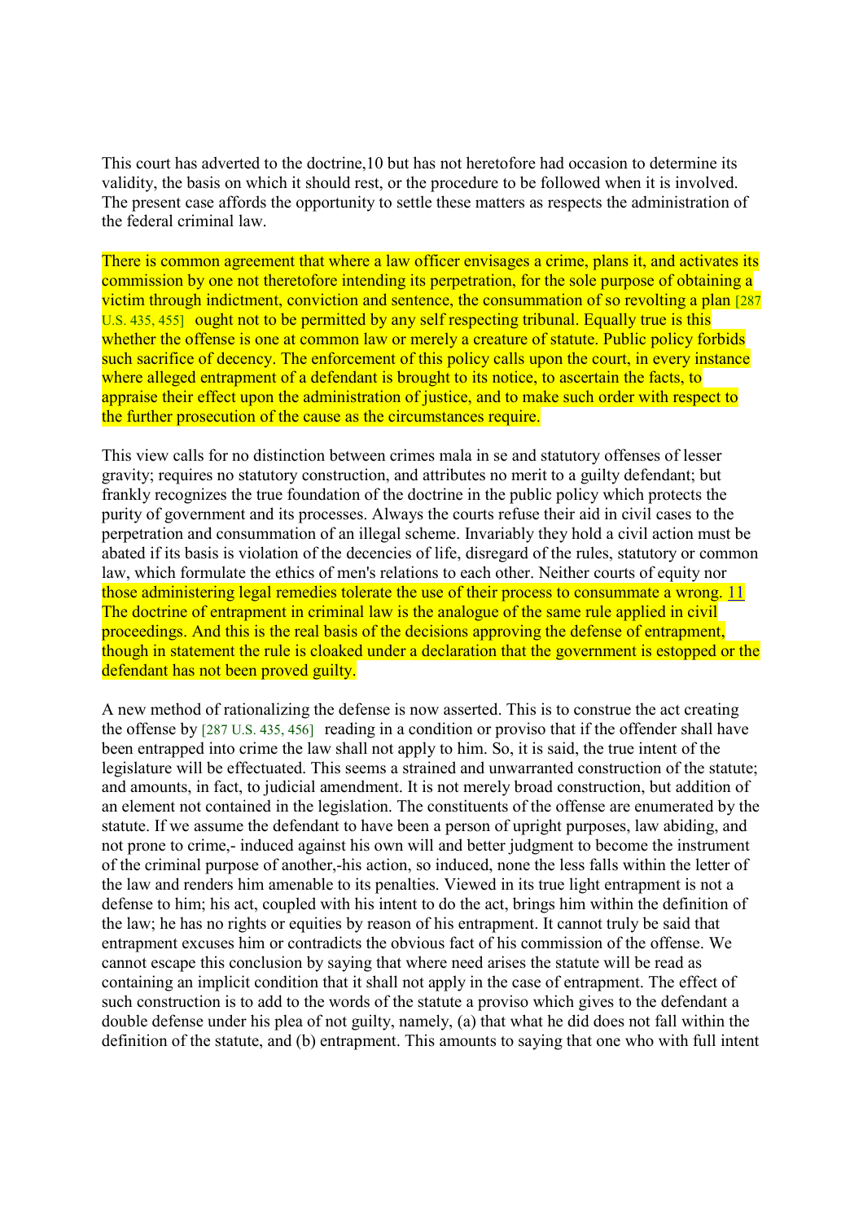This court has adverted to the doctrine,10 but has not heretofore had occasion to determine its validity, the basis on which it should rest, or the procedure to be followed when it is involved. The present case affords the opportunity to settle these matters as respects the administration of the federal criminal law.

There is common agreement that where a law officer envisages a crime, plans it, and activates its commission by one not theretofore intending its perpetration, for the sole purpose of obtaining a victim through indictment, conviction and sentence, the consummation of so revolting a plan [287 U.S. 435, 455] ought not to be permitted by any self respecting tribunal. Equally true is this whether the offense is one at common law or merely a creature of statute. Public policy forbids such sacrifice of decency. The enforcement of this policy calls upon the court, in every instance where alleged entrapment of a defendant is brought to its notice, to ascertain the facts, to appraise their effect upon the administration of justice, and to make such order with respect to the further prosecution of the cause as the circumstances require.

This view calls for no distinction between crimes mala in se and statutory offenses of lesser gravity; requires no statutory construction, and attributes no merit to a guilty defendant; but frankly recognizes the true foundation of the doctrine in the public policy which protects the purity of government and its processes. Always the courts refuse their aid in civil cases to the perpetration and consummation of an illegal scheme. Invariably they hold a civil action must be abated if its basis is violation of the decencies of life, disregard of the rules, statutory or common law, which formulate the ethics of men's relations to each other. Neither courts of equity nor those administering legal remedies tolerate the use of their process to consummate a wrong. 11 The doctrine of entrapment in criminal law is the analogue of the same rule applied in civil proceedings. And this is the real basis of the decisions approving the defense of entrapment, though in statement the rule is cloaked under a declaration that the government is estopped or the defendant has not been proved guilty.

A new method of rationalizing the defense is now asserted. This is to construe the act creating the offense by [287 U.S. 435, 456] reading in a condition or proviso that if the offender shall have been entrapped into crime the law shall not apply to him. So, it is said, the true intent of the legislature will be effectuated. This seems a strained and unwarranted construction of the statute; and amounts, in fact, to judicial amendment. It is not merely broad construction, but addition of an element not contained in the legislation. The constituents of the offense are enumerated by the statute. If we assume the defendant to have been a person of upright purposes, law abiding, and not prone to crime,- induced against his own will and better judgment to become the instrument of the criminal purpose of another,-his action, so induced, none the less falls within the letter of the law and renders him amenable to its penalties. Viewed in its true light entrapment is not a defense to him; his act, coupled with his intent to do the act, brings him within the definition of the law; he has no rights or equities by reason of his entrapment. It cannot truly be said that entrapment excuses him or contradicts the obvious fact of his commission of the offense. We cannot escape this conclusion by saying that where need arises the statute will be read as containing an implicit condition that it shall not apply in the case of entrapment. The effect of such construction is to add to the words of the statute a proviso which gives to the defendant a double defense under his plea of not guilty, namely, (a) that what he did does not fall within the definition of the statute, and (b) entrapment. This amounts to saying that one who with full intent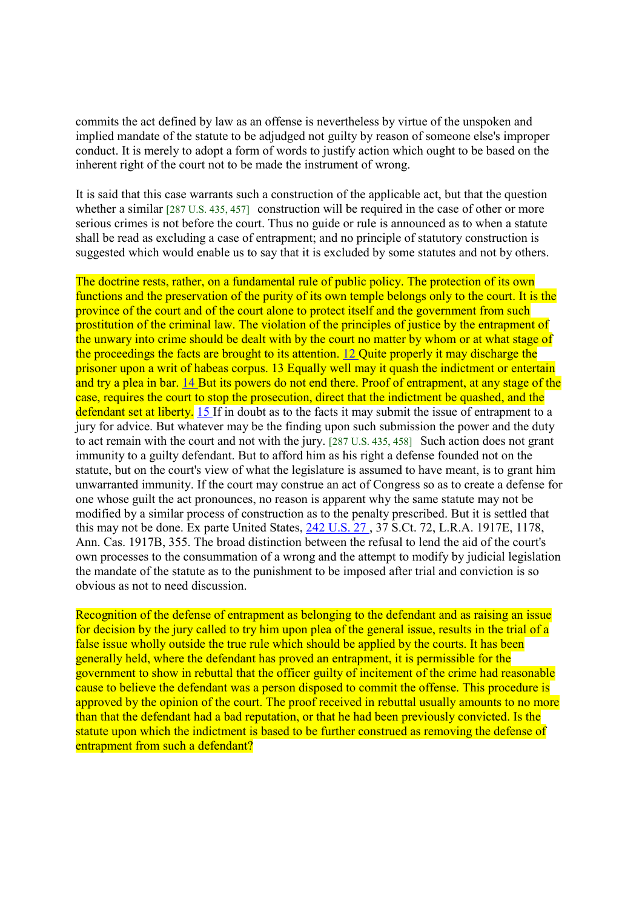commits the act defined by law as an offense is nevertheless by virtue of the unspoken and implied mandate of the statute to be adjudged not guilty by reason of someone else's improper conduct. It is merely to adopt a form of words to justify action which ought to be based on the inherent right of the court not to be made the instrument of wrong.

It is said that this case warrants such a construction of the applicable act, but that the question whether a similar [287 U.S. 435, 457] construction will be required in the case of other or more serious crimes is not before the court. Thus no guide or rule is announced as to when a statute shall be read as excluding a case of entrapment; and no principle of statutory construction is suggested which would enable us to say that it is excluded by some statutes and not by others.

The doctrine rests, rather, on a fundamental rule of public policy. The protection of its own functions and the preservation of the purity of its own temple belongs only to the court. It is the province of the court and of the court alone to protect itself and the government from such prostitution of the criminal law. The violation of the principles of justice by the entrapment of the unwary into crime should be dealt with by the court no matter by whom or at what stage of the proceedings the facts are brought to its attention. 12 Quite properly it may discharge the prisoner upon a writ of habeas corpus. 13 Equally well may it quash the indictment or entertain and try a plea in bar. 14 But its powers do not end there. Proof of entrapment, at any stage of the case, requires the court to stop the prosecution, direct that the indictment be quashed, and the defendant set at liberty. 15 If in doubt as to the facts it may submit the issue of entrapment to a jury for advice. But whatever may be the finding upon such submission the power and the duty to act remain with the court and not with the jury. [287 U.S. 435, 458] Such action does not grant immunity to a guilty defendant. But to afford him as his right a defense founded not on the statute, but on the court's view of what the legislature is assumed to have meant, is to grant him unwarranted immunity. If the court may construe an act of Congress so as to create a defense for one whose guilt the act pronounces, no reason is apparent why the same statute may not be modified by a similar process of construction as to the penalty prescribed. But it is settled that this may not be done. Ex parte United States, 242 U.S. 27 , 37 S.Ct. 72, L.R.A. 1917E, 1178, Ann. Cas. 1917B, 355. The broad distinction between the refusal to lend the aid of the court's own processes to the consummation of a wrong and the attempt to modify by judicial legislation the mandate of the statute as to the punishment to be imposed after trial and conviction is so obvious as not to need discussion.

Recognition of the defense of entrapment as belonging to the defendant and as raising an issue for decision by the jury called to try him upon plea of the general issue, results in the trial of a false issue wholly outside the true rule which should be applied by the courts. It has been generally held, where the defendant has proved an entrapment, it is permissible for the government to show in rebuttal that the officer guilty of incitement of the crime had reasonable cause to believe the defendant was a person disposed to commit the offense. This procedure is approved by the opinion of the court. The proof received in rebuttal usually amounts to no more than that the defendant had a bad reputation, or that he had been previously convicted. Is the statute upon which the indictment is based to be further construed as removing the defense of entrapment from such a defendant?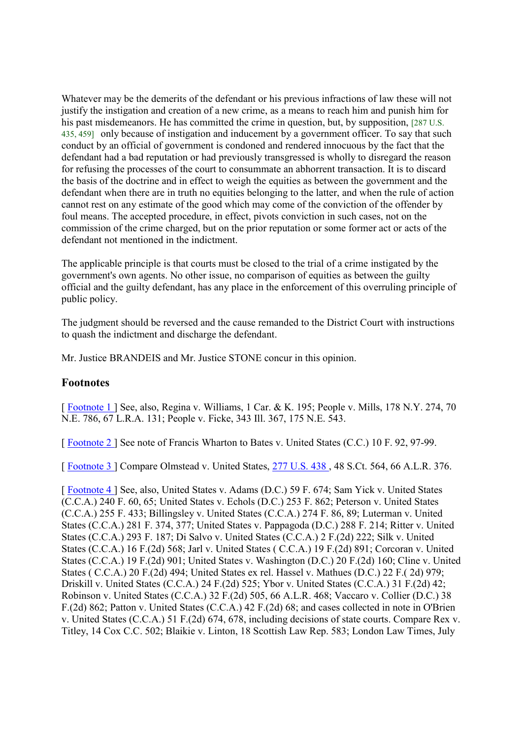Whatever may be the demerits of the defendant or his previous infractions of law these will not justify the instigation and creation of a new crime, as a means to reach him and punish him for his past misdemeanors. He has committed the crime in question, but, by supposition, [287 U.S. 435, 459] only because of instigation and inducement by a government officer. To say that such conduct by an official of government is condoned and rendered innocuous by the fact that the defendant had a bad reputation or had previously transgressed is wholly to disregard the reason for refusing the processes of the court to consummate an abhorrent transaction. It is to discard the basis of the doctrine and in effect to weigh the equities as between the government and the defendant when there are in truth no equities belonging to the latter, and when the rule of action cannot rest on any estimate of the good which may come of the conviction of the offender by foul means. The accepted procedure, in effect, pivots conviction in such cases, not on the commission of the crime charged, but on the prior reputation or some former act or acts of the defendant not mentioned in the indictment.

The applicable principle is that courts must be closed to the trial of a crime instigated by the government's own agents. No other issue, no comparison of equities as between the guilty official and the guilty defendant, has any place in the enforcement of this overruling principle of public policy.

The judgment should be reversed and the cause remanded to the District Court with instructions to quash the indictment and discharge the defendant.

Mr. Justice BRANDEIS and Mr. Justice STONE concur in this opinion.

## Footnotes

[ Footnote 1 ] See, also, Regina v. Williams, 1 Car. & K. 195; People v. Mills, 178 N.Y. 274, 70 N.E. 786, 67 L.R.A. 131; People v. Ficke, 343 Ill. 367, 175 N.E. 543.

[ Footnote 2 ] See note of Francis Wharton to Bates v. United States (C.C.) 10 F. 92, 97-99.

[ Footnote 3 ] Compare Olmstead v. United States, 277 U.S. 438 , 48 S.Ct. 564, 66 A.L.R. 376.

[ Footnote 4 ] See, also, United States v. Adams (D.C.) 59 F. 674; Sam Yick v. United States (C.C.A.) 240 F. 60, 65; United States v. Echols (D.C.) 253 F. 862; Peterson v. United States (C.C.A.) 255 F. 433; Billingsley v. United States (C.C.A.) 274 F. 86, 89; Luterman v. United States (C.C.A.) 281 F. 374, 377; United States v. Pappagoda (D.C.) 288 F. 214; Ritter v. United States (C.C.A.) 293 F. 187; Di Salvo v. United States (C.C.A.) 2 F.(2d) 222; Silk v. United States (C.C.A.) 16 F.(2d) 568; Jarl v. United States ( C.C.A.) 19 F.(2d) 891; Corcoran v. United States (C.C.A.) 19 F.(2d) 901; United States v. Washington (D.C.) 20 F.(2d) 160; Cline v. United States ( C.C.A.) 20 F.(2d) 494; United States ex rel. Hassel v. Mathues (D.C.) 22 F.( 2d) 979; Driskill v. United States (C.C.A.) 24 F.(2d) 525; Ybor v. United States (C.C.A.) 31 F.(2d) 42; Robinson v. United States (C.C.A.) 32 F.(2d) 505, 66 A.L.R. 468; Vaccaro v. Collier (D.C.) 38 F.(2d) 862; Patton v. United States (C.C.A.) 42 F.(2d) 68; and cases collected in note in O'Brien v. United States (C.C.A.) 51 F.(2d) 674, 678, including decisions of state courts. Compare Rex v. Titley, 14 Cox C.C. 502; Blaikie v. Linton, 18 Scottish Law Rep. 583; London Law Times, July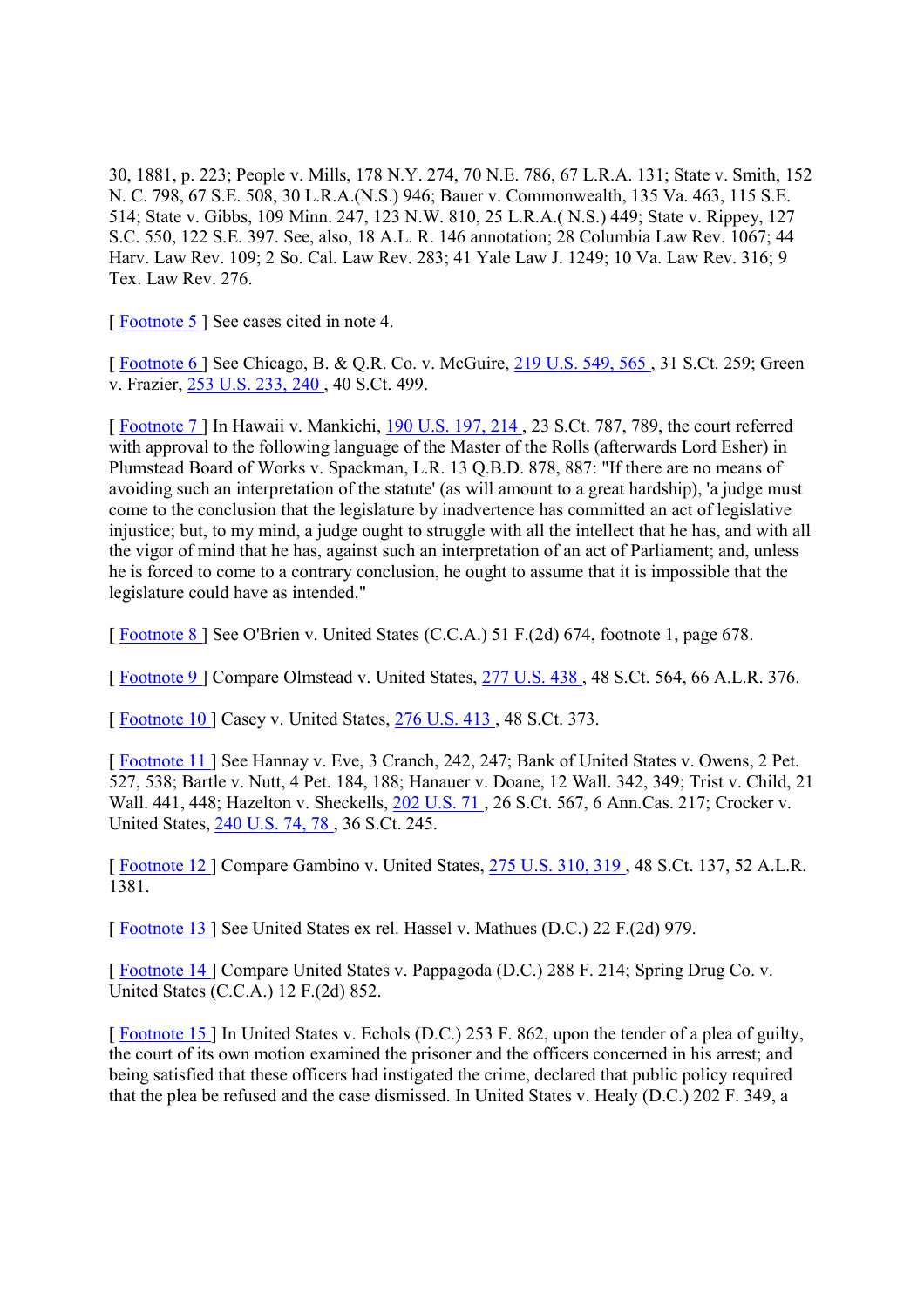30, 1881, p. 223; People v. Mills, 178 N.Y. 274, 70 N.E. 786, 67 L.R.A. 131; State v. Smith, 152 N. C. 798, 67 S.E. 508, 30 L.R.A.(N.S.) 946; Bauer v. Commonwealth, 135 Va. 463, 115 S.E. 514; State v. Gibbs, 109 Minn. 247, 123 N.W. 810, 25 L.R.A.( N.S.) 449; State v. Rippey, 127 S.C. 550, 122 S.E. 397. See, also, 18 A.L. R. 146 annotation; 28 Columbia Law Rev. 1067; 44 Harv. Law Rev. 109; 2 So. Cal. Law Rev. 283; 41 Yale Law J. 1249; 10 Va. Law Rev. 316; 9 Tex. Law Rev. 276.

[ Footnote 5 ] See cases cited in note 4.

[ Footnote 6 ] See Chicago, B. & Q.R. Co. v. McGuire, 219 U.S. 549, 565 , 31 S.Ct. 259; Green v. Frazier, 253 U.S. 233, 240 , 40 S.Ct. 499.

[ Footnote 7 ] In Hawaii v. Mankichi, 190 U.S. 197, 214 , 23 S.Ct. 787, 789, the court referred with approval to the following language of the Master of the Rolls (afterwards Lord Esher) in Plumstead Board of Works v. Spackman, L.R. 13 Q.B.D. 878, 887: "If there are no means of avoiding such an interpretation of the statute' (as will amount to a great hardship), 'a judge must come to the conclusion that the legislature by inadvertence has committed an act of legislative injustice; but, to my mind, a judge ought to struggle with all the intellect that he has, and with all the vigor of mind that he has, against such an interpretation of an act of Parliament; and, unless he is forced to come to a contrary conclusion, he ought to assume that it is impossible that the legislature could have as intended."

[ Footnote 8 ] See O'Brien v. United States (C.C.A.) 51 F.(2d) 674, footnote 1, page 678.

[ Footnote 9 ] Compare Olmstead v. United States, 277 U.S. 438 , 48 S.Ct. 564, 66 A.L.R. 376.

[ Footnote 10 ] Casey v. United States, 276 U.S. 413 , 48 S.Ct. 373.

[ Footnote 11 ] See Hannay v. Eve, 3 Cranch, 242, 247; Bank of United States v. Owens, 2 Pet. 527, 538; Bartle v. Nutt, 4 Pet. 184, 188; Hanauer v. Doane, 12 Wall. 342, 349; Trist v. Child, 21 Wall. 441, 448; Hazelton v. Sheckells, 202 U.S. 71 , 26 S.Ct. 567, 6 Ann.Cas. 217; Crocker v. United States, 240 U.S. 74, 78 , 36 S.Ct. 245.

[ Footnote 12 ] Compare Gambino v. United States, 275 U.S. 310, 319 , 48 S.Ct. 137, 52 A.L.R. 1381.

[ Footnote 13 ] See United States ex rel. Hassel v. Mathues (D.C.) 22 F.(2d) 979.

[ Footnote 14 ] Compare United States v. Pappagoda (D.C.) 288 F. 214; Spring Drug Co. v. United States (C.C.A.) 12 F.(2d) 852.

[ Footnote 15 ] In United States v. Echols (D.C.) 253 F. 862, upon the tender of a plea of guilty, the court of its own motion examined the prisoner and the officers concerned in his arrest; and being satisfied that these officers had instigated the crime, declared that public policy required that the plea be refused and the case dismissed. In United States v. Healy (D.C.) 202 F. 349, a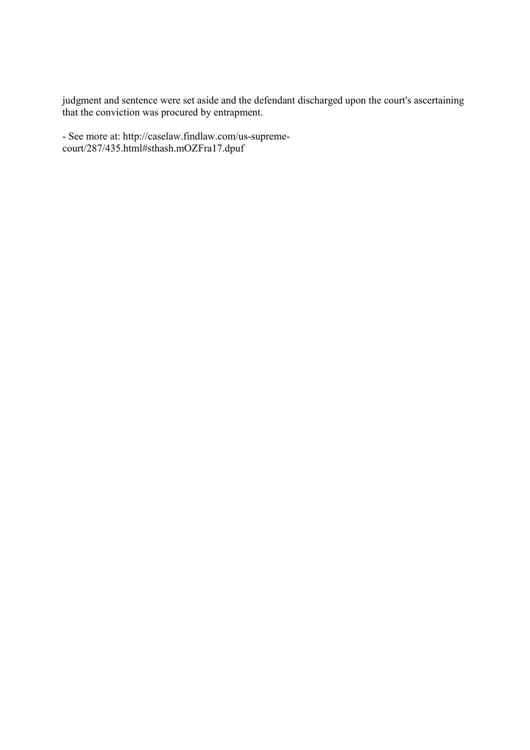judgment and sentence were set aside and the defendant discharged upon the court's ascertaining that the conviction was procured by entrapment.

- See more at: http://caselaw.findlaw.com/us-supreme-court/287/435.html#sthash.mOZFra17.dpuf